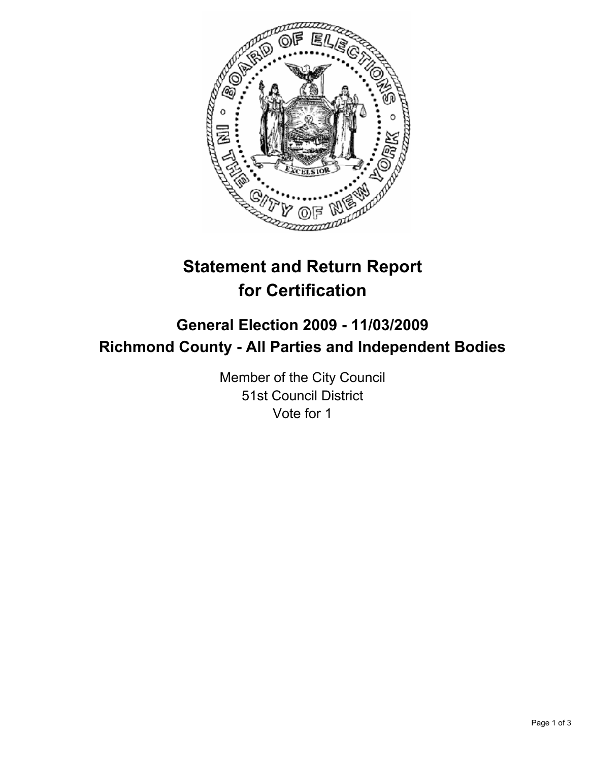# Statement and Return Report for Certification

## General Election 2009 - 11/03/2009
## Richmond County - All Parties and Independent Bodies

Member of the City Council
51st Council District
Vote for 1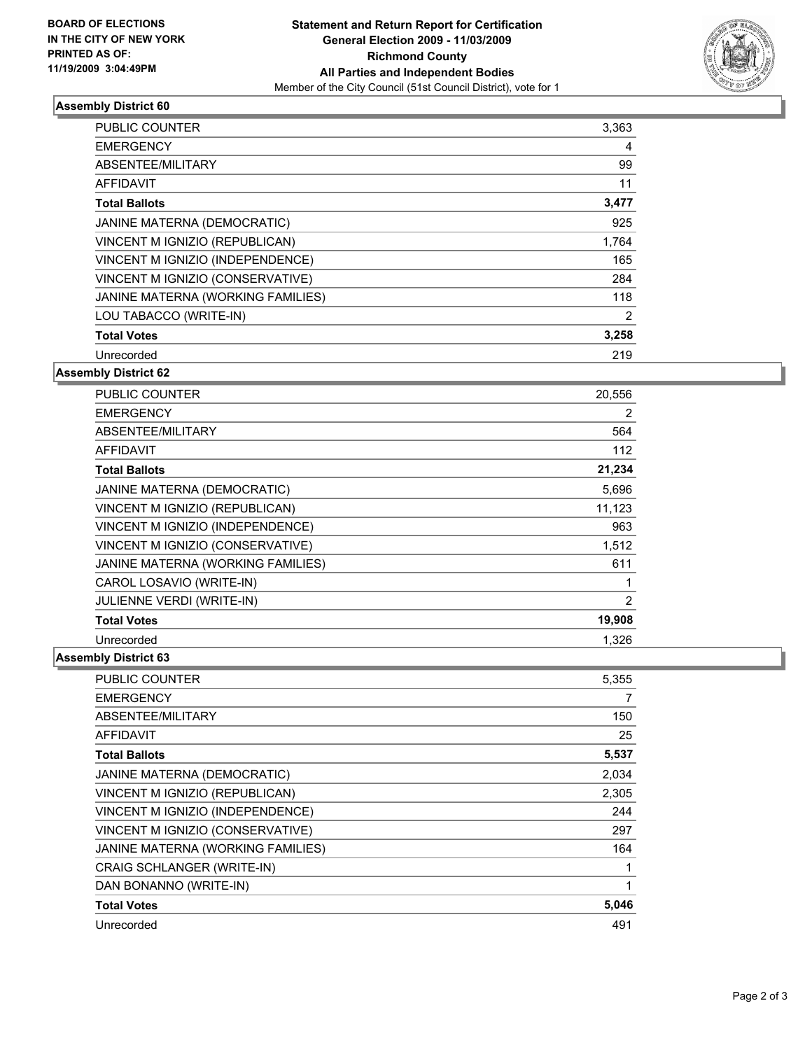BOARD OF ELECTIONS
IN THE CITY OF NEW YORK
PRINTED AS OF:
11/19/2009 3:04:49PM

**Statement and Return Report for Certification**
**General Election 2009 - 11/03/2009**
**Richmond County**
**All Parties and Independent Bodies**
Member of the City Council (51st Council District), vote for 1

### Assembly District 60

| | |
|---|---|
| PUBLIC COUNTER | 3,363 |
| EMERGENCY | 4 |
| ABSENTEE/MILITARY | 99 |
| AFFIDAVIT | 11 |
| **Total Ballots** | **3,477** |
| JANINE MATERNA (DEMOCRATIC) | 925 |
| VINCENT M IGNIZIO (REPUBLICAN) | 1,764 |
| VINCENT M IGNIZIO (INDEPENDENCE) | 165 |
| VINCENT M IGNIZIO (CONSERVATIVE) | 284 |
| JANINE MATERNA (WORKING FAMILIES) | 118 |
| LOU TABACCO (WRITE-IN) | 2 |
| **Total Votes** | **3,258** |
| Unrecorded | 219 |

### Assembly District 62

| | |
|---|---|
| PUBLIC COUNTER | 20,556 |
| EMERGENCY | 2 |
| ABSENTEE/MILITARY | 564 |
| AFFIDAVIT | 112 |
| **Total Ballots** | **21,234** |
| JANINE MATERNA (DEMOCRATIC) | 5,696 |
| VINCENT M IGNIZIO (REPUBLICAN) | 11,123 |
| VINCENT M IGNIZIO (INDEPENDENCE) | 963 |
| VINCENT M IGNIZIO (CONSERVATIVE) | 1,512 |
| JANINE MATERNA (WORKING FAMILIES) | 611 |
| CAROL LOSAVIO (WRITE-IN) | 1 |
| JULIENNE VERDI (WRITE-IN) | 2 |
| **Total Votes** | **19,908** |
| Unrecorded | 1,326 |

### Assembly District 63

| | |
|---|---|
| PUBLIC COUNTER | 5,355 |
| EMERGENCY | 7 |
| ABSENTEE/MILITARY | 150 |
| AFFIDAVIT | 25 |
| **Total Ballots** | **5,537** |
| JANINE MATERNA (DEMOCRATIC) | 2,034 |
| VINCENT M IGNIZIO (REPUBLICAN) | 2,305 |
| VINCENT M IGNIZIO (INDEPENDENCE) | 244 |
| VINCENT M IGNIZIO (CONSERVATIVE) | 297 |
| JANINE MATERNA (WORKING FAMILIES) | 164 |
| CRAIG SCHLANGER (WRITE-IN) | 1 |
| DAN BONANNO (WRITE-IN) | 1 |
| **Total Votes** | **5,046** |
| Unrecorded | 491 |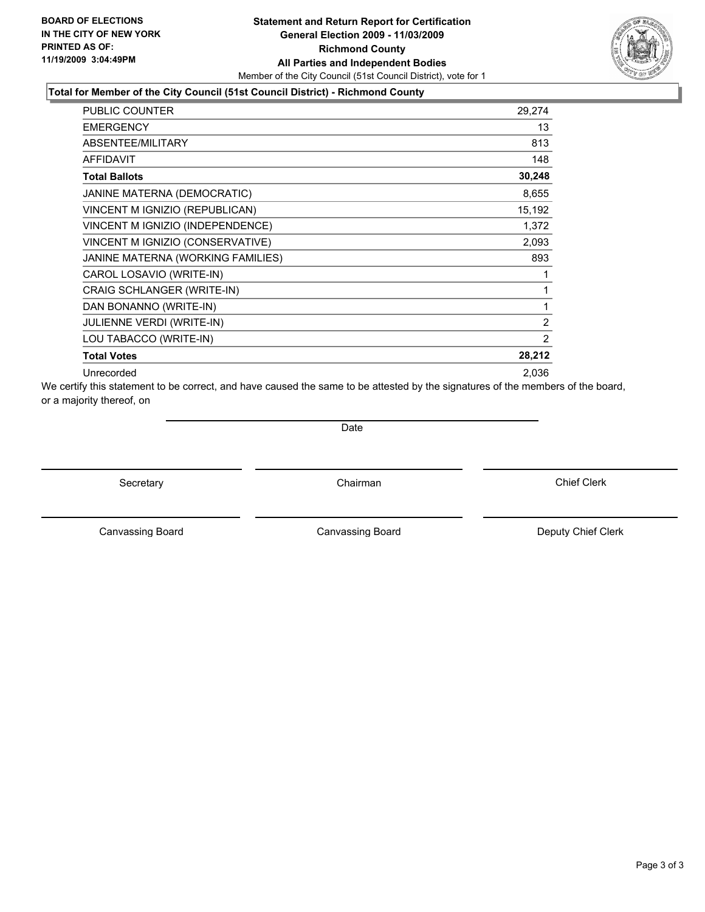**BOARD OF ELECTIONS IN THE CITY OF NEW YORK PRINTED AS OF: 11/19/2009 3:04:49PM**

**Statement and Return Report for Certification**
**General Election 2009 - 11/03/2009**
**Richmond County**
**All Parties and Independent Bodies**
Member of the City Council (51st Council District), vote for 1

**Total for Member of the City Council (51st Council District) - Richmond County**

| | |
|---|---|
| PUBLIC COUNTER | 29,274 |
| EMERGENCY | 13 |
| ABSENTEE/MILITARY | 813 |
| AFFIDAVIT | 148 |
| **Total Ballots** | **30,248** |
| JANINE MATERNA (DEMOCRATIC) | 8,655 |
| VINCENT M IGNIZIO (REPUBLICAN) | 15,192 |
| VINCENT M IGNIZIO (INDEPENDENCE) | 1,372 |
| VINCENT M IGNIZIO (CONSERVATIVE) | 2,093 |
| JANINE MATERNA (WORKING FAMILIES) | 893 |
| CAROL LOSAVIO (WRITE-IN) | 1 |
| CRAIG SCHLANGER (WRITE-IN) | 1 |
| DAN BONANNO (WRITE-IN) | 1 |
| JULIENNE VERDI (WRITE-IN) | 2 |
| LOU TABACCO (WRITE-IN) | 2 |
| **Total Votes** | **28,212** |
| Unrecorded | 2,036 |

We certify this statement to be correct, and have caused the same to be attested by the signatures of the members of the board, or a majority thereof, on

Date

Secretary

Chairman

Chief Clerk

Canvassing Board

Canvassing Board

Deputy Chief Clerk